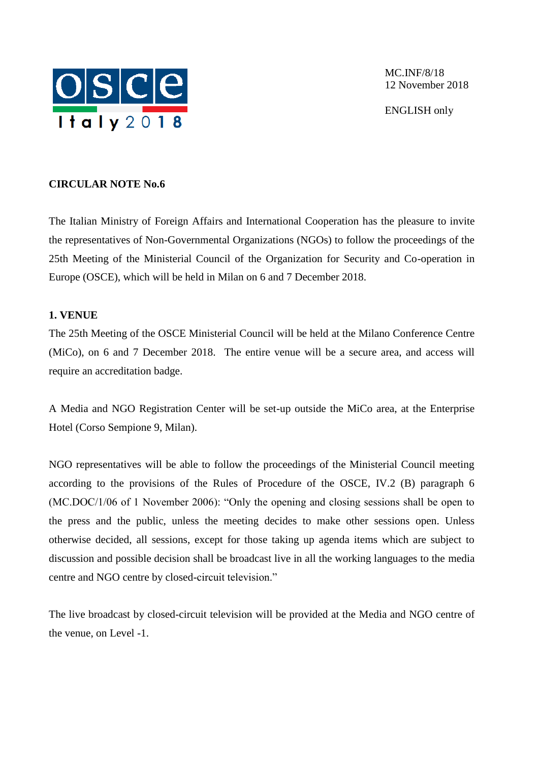MC.INF/8/18
12 November 2018

ENGLISH only

**CIRCULAR NOTE No.6**

The Italian Ministry of Foreign Affairs and International Cooperation has the pleasure to invite the representatives of Non-Governmental Organizations (NGOs) to follow the proceedings of the 25th Meeting of the Ministerial Council of the Organization for Security and Co-operation in Europe (OSCE), which will be held in Milan on 6 and 7 December 2018.

**1. VENUE**

The 25th Meeting of the OSCE Ministerial Council will be held at the Milano Conference Centre (MiCo), on 6 and 7 December 2018. The entire venue will be a secure area, and access will require an accreditation badge.

A Media and NGO Registration Center will be set-up outside the MiCo area, at the Enterprise Hotel (Corso Sempione 9, Milan).

NGO representatives will be able to follow the proceedings of the Ministerial Council meeting according to the provisions of the Rules of Procedure of the OSCE, IV.2 (B) paragraph 6 (MC.DOC/1/06 of 1 November 2006): "Only the opening and closing sessions shall be open to the press and the public, unless the meeting decides to make other sessions open. Unless otherwise decided, all sessions, except for those taking up agenda items which are subject to discussion and possible decision shall be broadcast live in all the working languages to the media centre and NGO centre by closed-circuit television."

The live broadcast by closed-circuit television will be provided at the Media and NGO centre of the venue, on Level -1.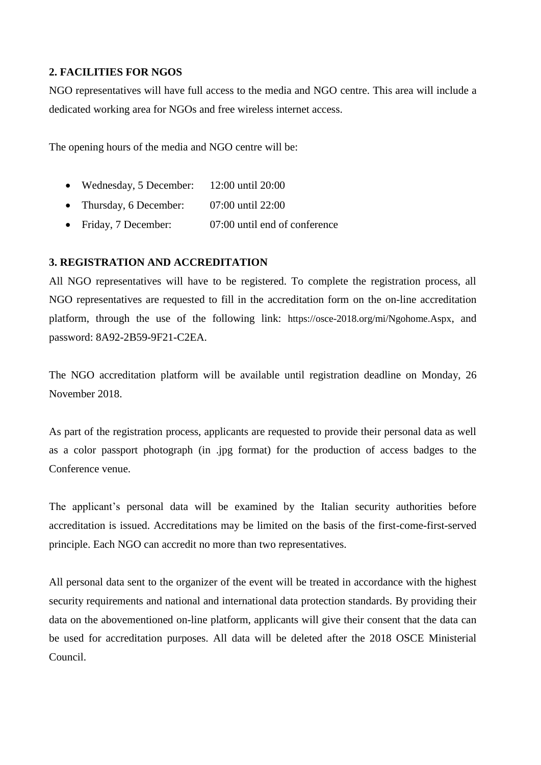## 2. FACILITIES FOR NGOS

NGO representatives will have full access to the media and NGO centre. This area will include a dedicated working area for NGOs and free wireless internet access.

The opening hours of the media and NGO centre will be:

- Wednesday, 5 December: 12:00 until 20:00
- Thursday, 6 December: 07:00 until 22:00
- Friday, 7 December: 07:00 until end of conference

## 3. REGISTRATION AND ACCREDITATION

All NGO representatives will have to be registered. To complete the registration process, all NGO representatives are requested to fill in the accreditation form on the on-line accreditation platform, through the use of the following link: https://osce-2018.org/mi/Ngohome.Aspx, and password: 8A92-2B59-9F21-C2EA.

The NGO accreditation platform will be available until registration deadline on Monday, 26 November 2018.

As part of the registration process, applicants are requested to provide their personal data as well as a color passport photograph (in .jpg format) for the production of access badges to the Conference venue.

The applicant's personal data will be examined by the Italian security authorities before accreditation is issued. Accreditations may be limited on the basis of the first-come-first-served principle. Each NGO can accredit no more than two representatives.

All personal data sent to the organizer of the event will be treated in accordance with the highest security requirements and national and international data protection standards. By providing their data on the abovementioned on-line platform, applicants will give their consent that the data can be used for accreditation purposes. All data will be deleted after the 2018 OSCE Ministerial Council.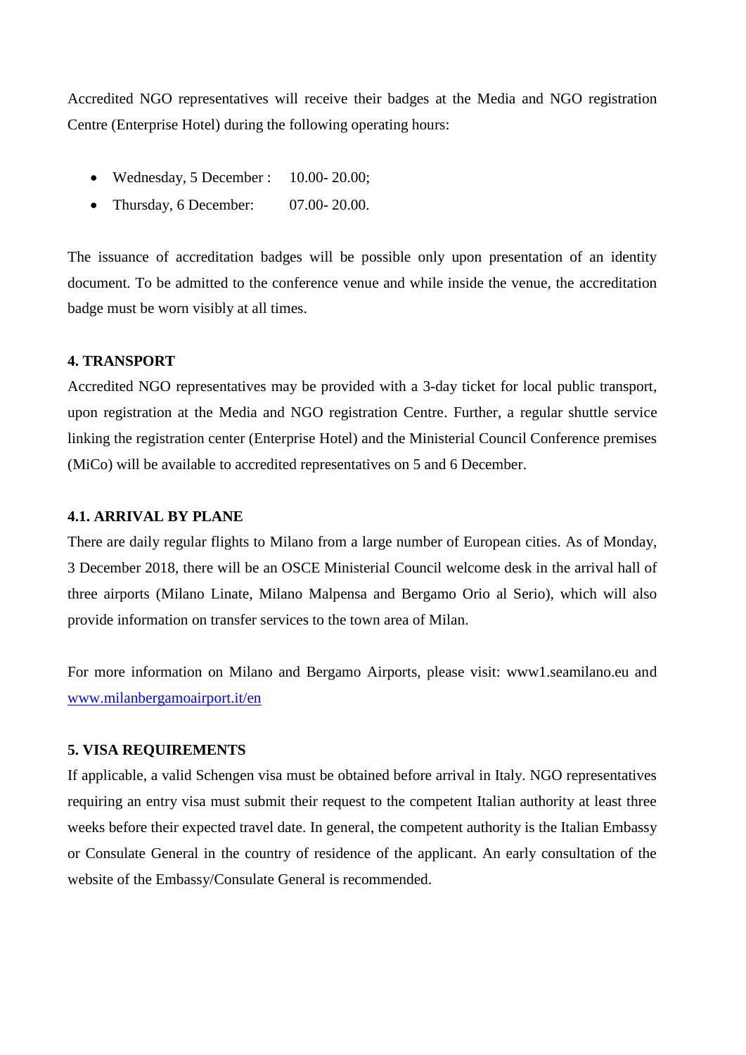Accredited NGO representatives will receive their badges at the Media and NGO registration Centre (Enterprise Hotel) during the following operating hours:

- Wednesday, 5 December : 10.00- 20.00;
- Thursday, 6 December: 07.00- 20.00.

The issuance of accreditation badges will be possible only upon presentation of an identity document. To be admitted to the conference venue and while inside the venue, the accreditation badge must be worn visibly at all times.

## 4. TRANSPORT

Accredited NGO representatives may be provided with a 3-day ticket for local public transport, upon registration at the Media and NGO registration Centre. Further, a regular shuttle service linking the registration center (Enterprise Hotel) and the Ministerial Council Conference premises (MiCo) will be available to accredited representatives on 5 and 6 December.

### 4.1. ARRIVAL BY PLANE

There are daily regular flights to Milano from a large number of European cities. As of Monday, 3 December 2018, there will be an OSCE Ministerial Council welcome desk in the arrival hall of three airports (Milano Linate, Milano Malpensa and Bergamo Orio al Serio), which will also provide information on transfer services to the town area of Milan.

For more information on Milano and Bergamo Airports, please visit: www1.seamilano.eu and [www.milanbergamoairport.it/en](www.milanbergamoairport.it/en)

## 5. VISA REQUIREMENTS

If applicable, a valid Schengen visa must be obtained before arrival in Italy. NGO representatives requiring an entry visa must submit their request to the competent Italian authority at least three weeks before their expected travel date. In general, the competent authority is the Italian Embassy or Consulate General in the country of residence of the applicant. An early consultation of the website of the Embassy/Consulate General is recommended.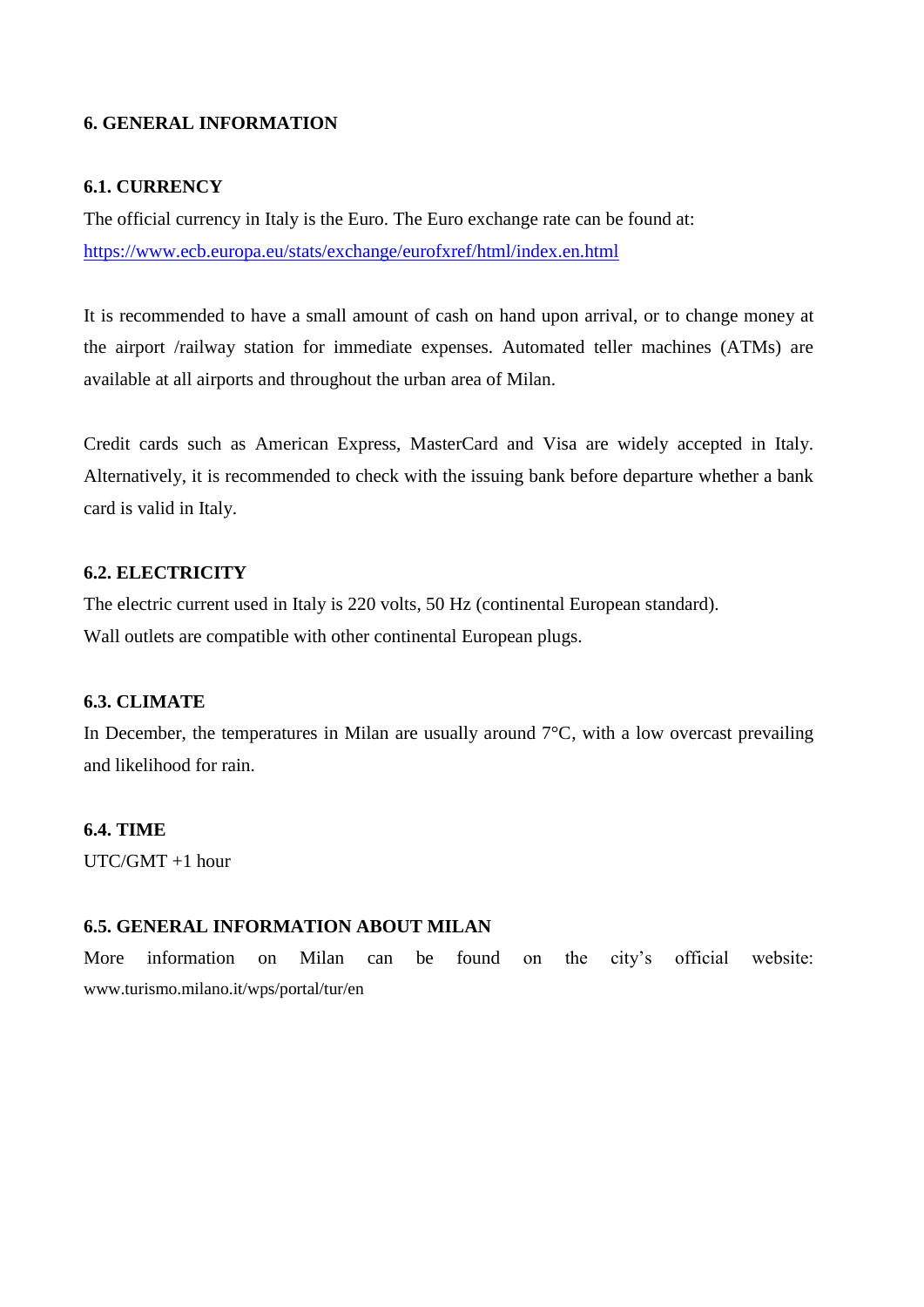## 6. GENERAL INFORMATION

### 6.1. CURRENCY

The official currency in Italy is the Euro. The Euro exchange rate can be found at: https://www.ecb.europa.eu/stats/exchange/eurofxref/html/index.en.html

It is recommended to have a small amount of cash on hand upon arrival, or to change money at the airport /railway station for immediate expenses. Automated teller machines (ATMs) are available at all airports and throughout the urban area of Milan.

Credit cards such as American Express, MasterCard and Visa are widely accepted in Italy. Alternatively, it is recommended to check with the issuing bank before departure whether a bank card is valid in Italy.

### 6.2. ELECTRICITY

The electric current used in Italy is 220 volts, 50 Hz (continental European standard).
Wall outlets are compatible with other continental European plugs.

### 6.3. CLIMATE

In December, the temperatures in Milan are usually around 7°C, with a low overcast prevailing and likelihood for rain.

### 6.4. TIME

UTC/GMT +1 hour

### 6.5. GENERAL INFORMATION ABOUT MILAN

More information on Milan can be found on the city's official website: www.turismo.milano.it/wps/portal/tur/en